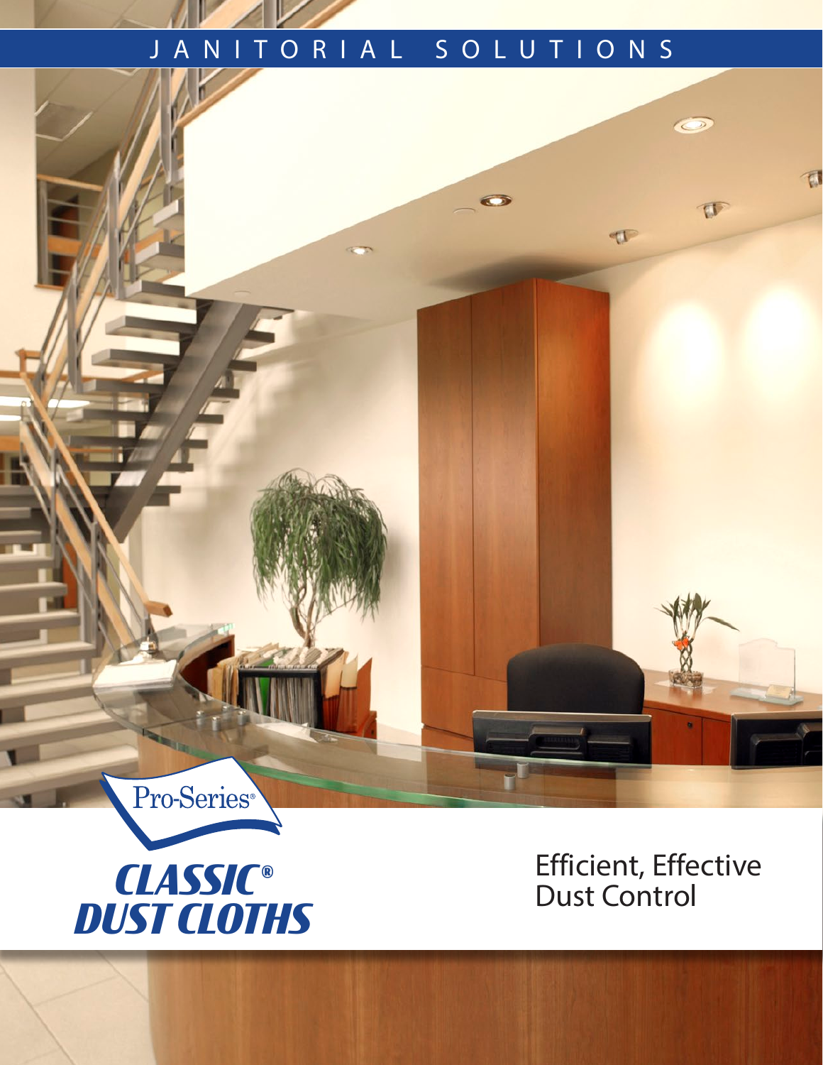# JANITORIAL SOLUTIONS

Pro-Series®

# CLASSIC® DUST CLOTHS

Efficient, Effective Dust Control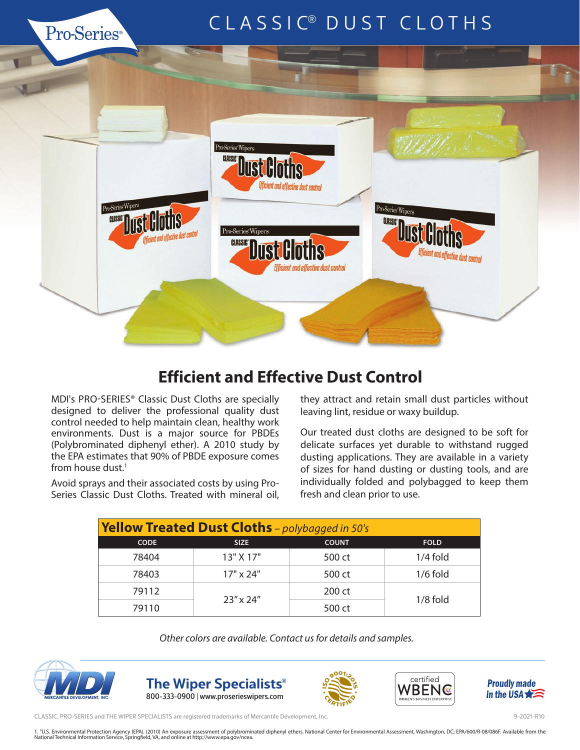# CLASSIC® DUST CLOTHS

## Efficient and Effective Dust Control

MDI's PRO-SERIES® Classic Dust Cloths are specially designed to deliver the professional quality dust control needed to help maintain clean, healthy work environments. Dust is a major source for PBDEs (Polybrominated diphenyl ether). A 2010 study by the EPA estimates that 90% of PBDE exposure comes from house dust.[1]

Avoid sprays and their associated costs by using Pro-Series Classic Dust Cloths. Treated with mineral oil, they attract and retain small dust particles without leaving lint, residue or waxy buildup.

Our treated dust cloths are designed to be soft for delicate surfaces yet durable to withstand rugged dusting applications. They are available in a variety of sizes for hand dusting or dusting tools, and are individually folded and polybagged to keep them fresh and clean prior to use.

**Yellow Treated Dust Cloths** – *polybagged in 50's*

| CODE | SIZE | COUNT | FOLD |
|---|---|---|---|
| 78404 | 13" X 17" | 500 ct | 1/4 fold |
| 78403 | 17" x 24" | 500 ct | 1/6 fold |
| 79112 | 23" x 24" | 200 ct | 1/8 fold |
| 79110 | | 500 ct | |

*Other colors are available. Contact us for details and samples.*

**The Wiper Specialists®**
800-333-0900 | www.proserieswipers.com

Proudly made in the USA

CLASSIC, PRO-SERIES and THE WIPER SPECIALISTS are registered trademarks of Mercantile Development, Inc.

9-2021-R10

1. "U.S. Environmental Protection Agency (EPA). (2010) An exposure assessment of polybrominated diphenyl ethers. National Center for Environmental Assessment, Washington, DC; EPA/600/R-08/086F. Available from the National Technical Information Service, Springfield, VA, and online at http://www.epa.gov/ncea.